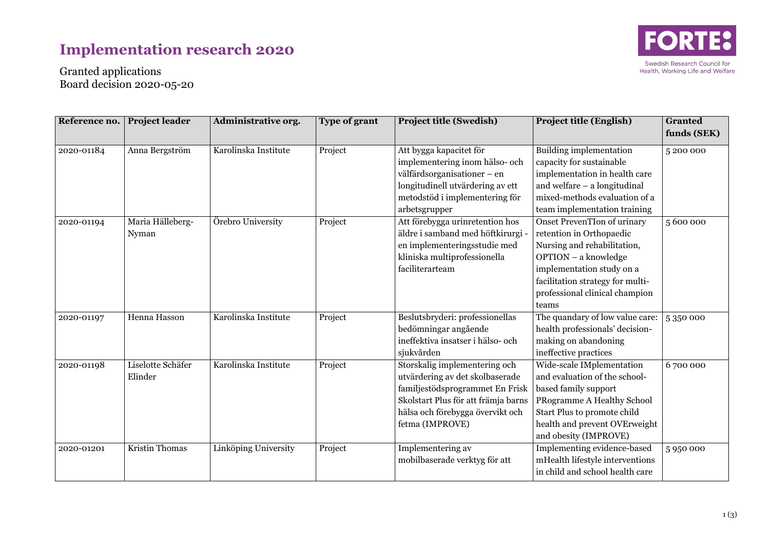# Implementation research 2020

Granted applications
Board decision 2020-05-20

FORTE
Swedish Research Council for Health, Working Life and Welfare

| Reference no. | Project leader | Administrative org. | Type of grant | Project title (Swedish) | Project title (English) | Granted funds (SEK) |
|---|---|---|---|---|---|---|
| 2020-01184 | Anna Bergström | Karolinska Institute | Project | Att bygga kapacitet för implementering inom hälso- och välfärdsorganisationer – en longitudinell utvärdering av ett metodstöd i implementering för arbetsgrupper | Building implementation capacity for sustainable implementation in health care and welfare – a longitudinal mixed-methods evaluation of a team implementation training | 5 200 000 |
| 2020-01194 | Maria Hälleberg-Nyman | Örebro University | Project | Att förebygga urinretention hos äldre i samband med höftkirurgi - en implementeringsstudie med kliniska multiprofessionella faciliterarteam | Onset PrevenTIon of urinary retention in Orthopaedic Nursing and rehabilitation, OPTION – a knowledge implementation study on a facilitation strategy for multi-professional clinical champion teams | 5 600 000 |
| 2020-01197 | Henna Hasson | Karolinska Institute | Project | Beslutsbryderi: professionellas bedömningar angående ineffektiva insatser i hälso- och sjukvården | The quandary of low value care: health professionals' decision-making on abandoning ineffective practices | 5 350 000 |
| 2020-01198 | Liselotte Schäfer Elinder | Karolinska Institute | Project | Storskalig implementering och utvärdering av det skolbaserade familjestödsprogrammet En Frisk Skolstart Plus för att främja barns hälsa och förebygga övervikt och fetma (IMPROVE) | Wide-scale IMplementation and evaluation of the school-based family support PRogramme A Healthy School Start Plus to promote child health and prevent OVErweight and obesity (IMPROVE) | 6 700 000 |
| 2020-01201 | Kristin Thomas | Linköping University | Project | Implementering av mobilbaserade verktyg för att | Implementing evidence-based mHealth lifestyle interventions in child and school health care | 5 950 000 |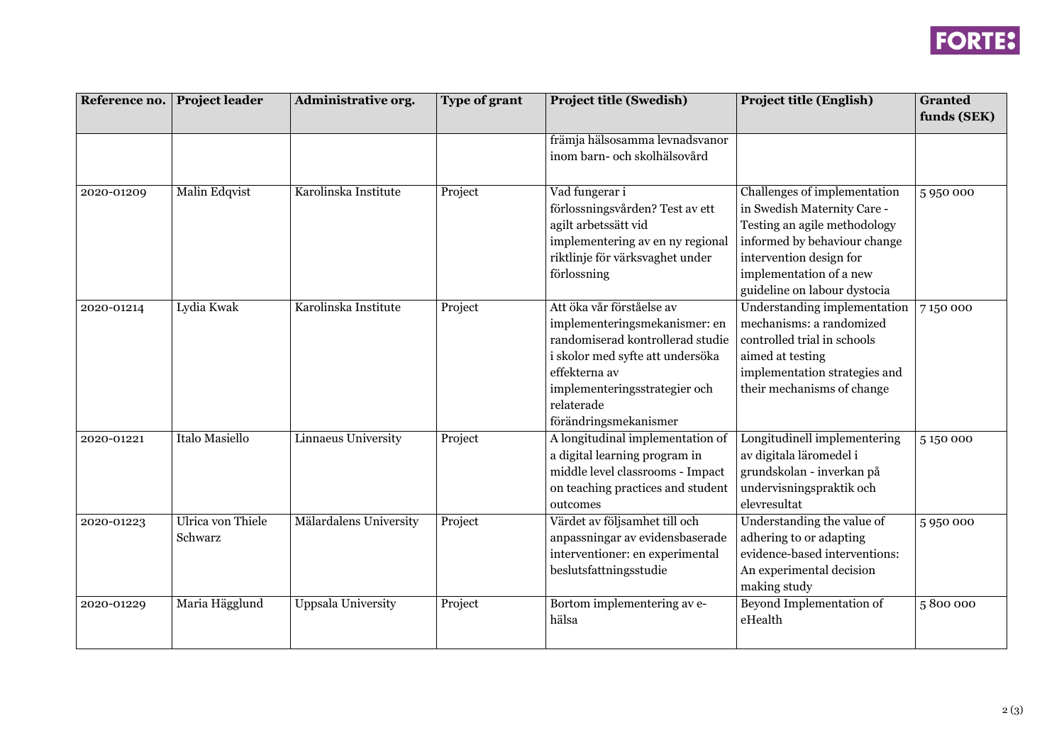| Reference no. | Project leader | Administrative org. | Type of grant | Project title (Swedish) | Project title (English) | Granted funds (SEK) |
|---|---|---|---|---|---|---|
| | | | | främja hälsosamma levnadsvanor inom barn- och skolhälsovård | | |
| 2020-01209 | Malin Edqvist | Karolinska Institute | Project | Vad fungerar i förlossningsvården? Test av ett agilt arbetssätt vid implementering av en ny regional riktlinje för värksvaghet under förlossning | Challenges of implementation in Swedish Maternity Care - Testing an agile methodology informed by behaviour change intervention design for implementation of a new guideline on labour dystocia | 5 950 000 |
| 2020-01214 | Lydia Kwak | Karolinska Institute | Project | Att öka vår förståelse av implementeringsmekanismer: en randomiserad kontrollerad studie i skolor med syfte att undersöka effekterna av implementeringsstrategier och relaterade förändringsmekanismer | Understanding implementation mechanisms: a randomized controlled trial in schools aimed at testing implementation strategies and their mechanisms of change | 7 150 000 |
| 2020-01221 | Italo Masiello | Linnaeus University | Project | A longitudinal implementation of a digital learning program in middle level classrooms - Impact on teaching practices and student outcomes | Longitudinell implementering av digitala läromedel i grundskolan - inverkan på undervisningspraktik och elevresultat | 5 150 000 |
| 2020-01223 | Ulrica von Thiele Schwarz | Mälardalens University | Project | Värdet av följsamhet till och anpassningar av evidensbaserade interventioner: en experimental beslutsfattningsstudie | Understanding the value of adhering to or adapting evidence-based interventions: An experimental decision making study | 5 950 000 |
| 2020-01229 | Maria Hägglund | Uppsala University | Project | Bortom implementering av e-hälsa | Beyond Implementation of eHealth | 5 800 000 |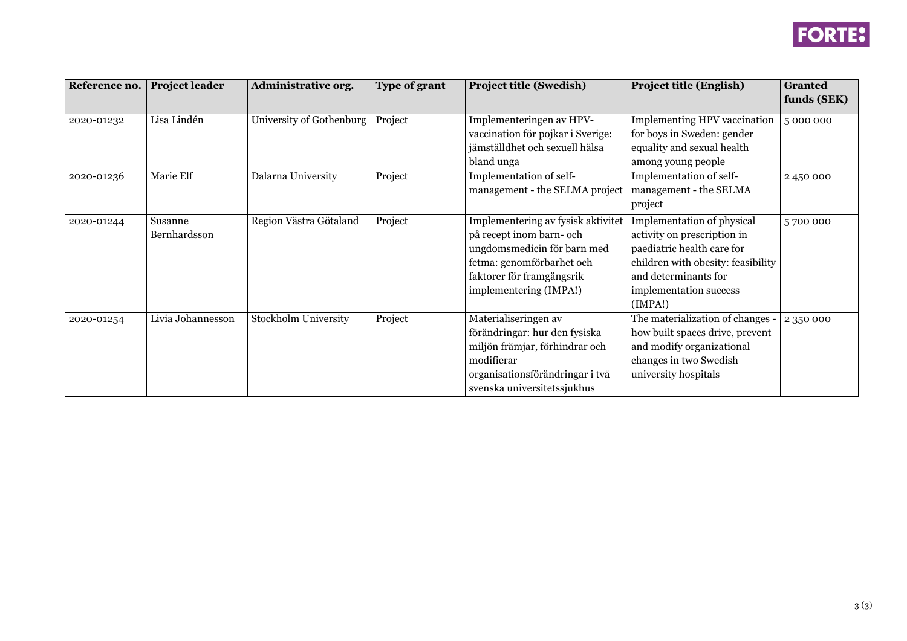| Reference no. | Project leader | Administrative org. | Type of grant | Project title (Swedish) | Project title (English) | Granted funds (SEK) |
|---|---|---|---|---|---|---|
| 2020-01232 | Lisa Lindén | University of Gothenburg | Project | Implementeringen av HPV-vaccination för pojkar i Sverige: jämställdhet och sexuell hälsa bland unga | Implementing HPV vaccination for boys in Sweden: gender equality and sexual health among young people | 5 000 000 |
| 2020-01236 | Marie Elf | Dalarna University | Project | Implementation of self-management - the SELMA project | Implementation of self-management - the SELMA project | 2 450 000 |
| 2020-01244 | Susanne Bernhardsson | Region Västra Götaland | Project | Implementering av fysisk aktivitet på recept inom barn- och ungdomsmedicin för barn med fetma: genomförbarhet och faktorer för framgångsrik implementering (IMPA!) | Implementation of physical activity on prescription in paediatric health care for children with obesity: feasibility and determinants for implementation success (IMPA!) | 5 700 000 |
| 2020-01254 | Livia Johannesson | Stockholm University | Project | Materialiseringen av förändringar: hur den fysiska miljön främjar, förhindrar och modifierar organisationsförändringar i två svenska universitetssjukhus | The materialization of changes - how built spaces drive, prevent and modify organizational changes in two Swedish university hospitals | 2 350 000 |